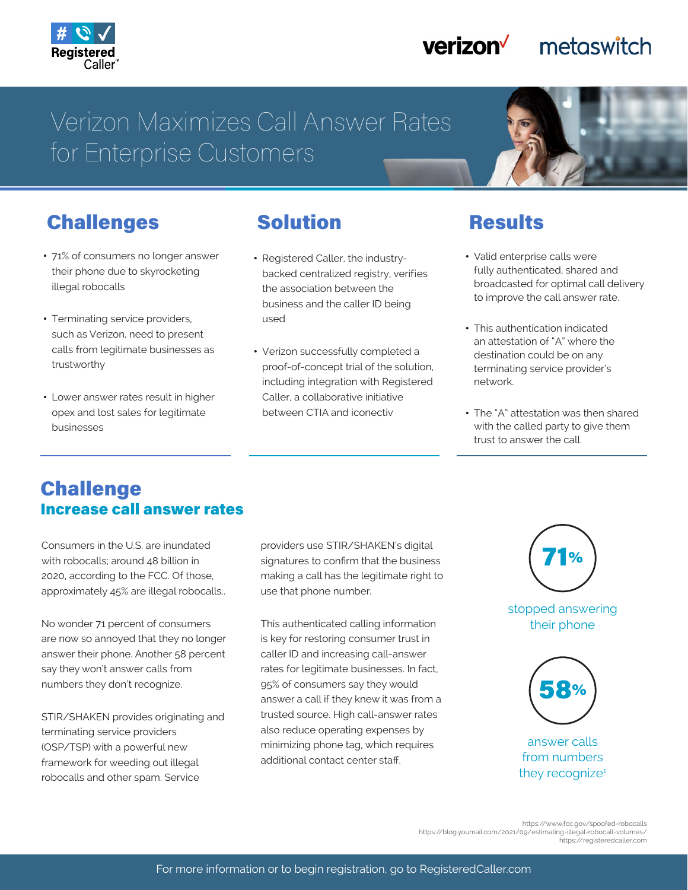Registered Caller™

verizon✓ metaswitch

# Verizon Maximizes Call Answer Rates for Enterprise Customers

## Challenges

- 71% of consumers no longer answer their phone due to skyrocketing illegal robocalls
- Terminating service providers, such as Verizon, need to present calls from legitimate businesses as trustworthy
- Lower answer rates result in higher opex and lost sales for legitimate businesses

## Solution

- Registered Caller, the industry-backed centralized registry, verifies the association between the business and the caller ID being used
- Verizon successfully completed a proof-of-concept trial of the solution, including integration with Registered Caller, a collaborative initiative between CTIA and iconectiv

## Results

- Valid enterprise calls were fully authenticated, shared and broadcasted for optimal call delivery to improve the call answer rate.
- This authentication indicated an attestation of "A" where the destination could be on any terminating service provider's network.
- The "A" attestation was then shared with the called party to give them trust to answer the call.

## Challenge

### Increase call answer rates

Consumers in the U.S. are inundated with robocalls; around 48 billion in 2020, according to the FCC. Of those, approximately 45% are illegal robocalls..

No wonder 71 percent of consumers are now so annoyed that they no longer answer their phone. Another 58 percent say they won't answer calls from numbers they don't recognize.

STIR/SHAKEN provides originating and terminating service providers (OSP/TSP) with a powerful new framework for weeding out illegal robocalls and other spam. Service providers use STIR/SHAKEN's digital signatures to confirm that the business making a call has the legitimate right to use that phone number.

This authenticated calling information is key for restoring consumer trust in caller ID and increasing call-answer rates for legitimate businesses. In fact, 95% of consumers say they would answer a call if they knew it was from a trusted source. High call-answer rates also reduce operating expenses by minimizing phone tag, which requires additional contact center staff.

**71%** stopped answering their phone

**58%** answer calls from numbers they recognize[1]

https://www.fcc.gov/spoofed-robocalls
https://blog.youmail.com/2021/09/estimating-illegal-robocall-volumes/
https://registeredcaller.com

For more information or to begin registration, go to RegisteredCaller.com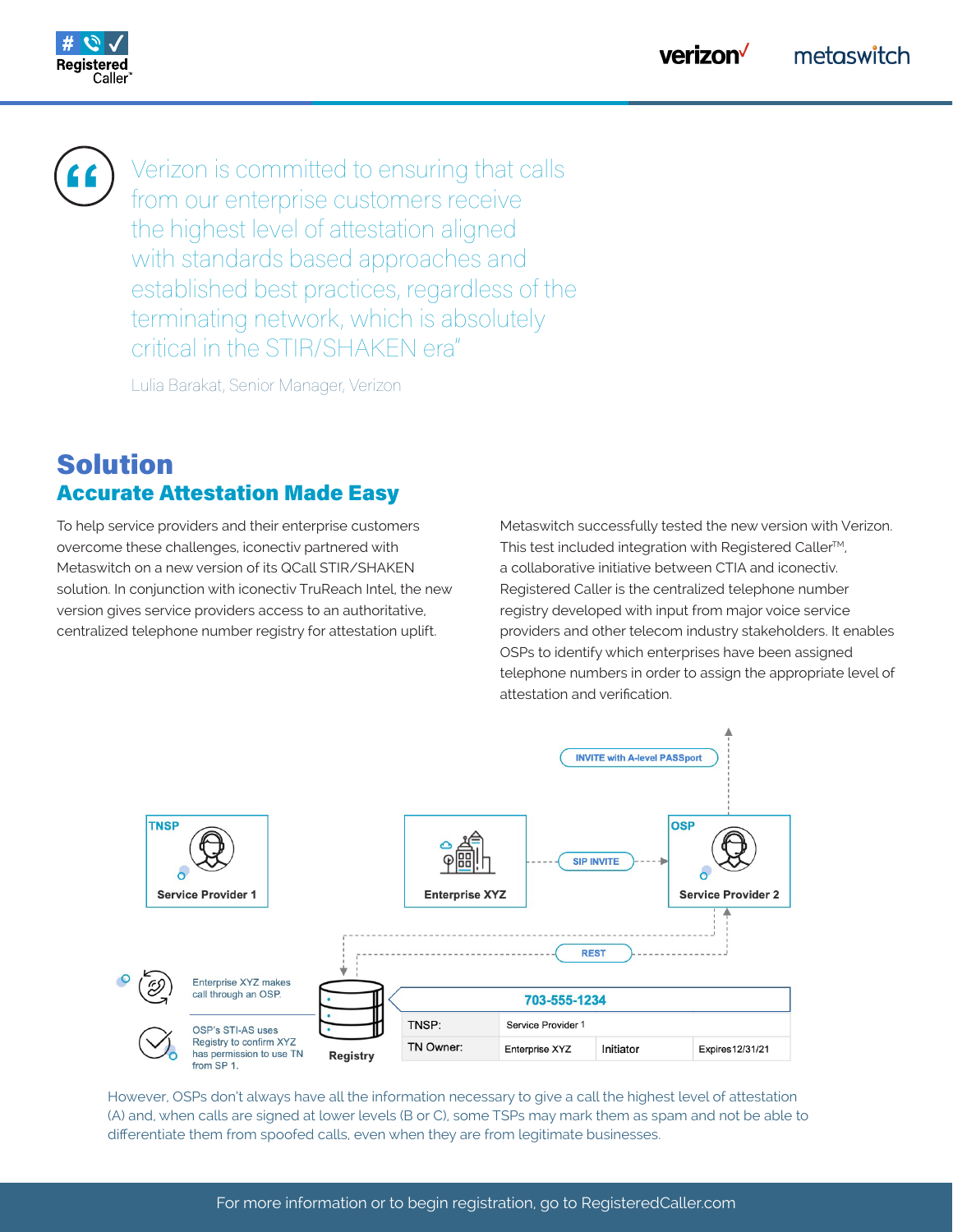> Verizon is committed to ensuring that calls from our enterprise customers receive the highest level of attestation aligned with standards based approaches and established best practices, regardless of the terminating network, which is absolutely critical in the STIR/SHAKEN era"
>
> Lulia Barakat, Senior Manager, Verizon

# Solution

## Accurate Attestation Made Easy

To help service providers and their enterprise customers overcome these challenges, iconectiv partnered with Metaswitch on a new version of its QCall STIR/SHAKEN solution. In conjunction with iconectiv TruReach Intel, the new version gives service providers access to an authoritative, centralized telephone number registry for attestation uplift.

Metaswitch successfully tested the new version with Verizon. This test included integration with Registered Caller™, a collaborative initiative between CTIA and iconectiv. Registered Caller is the centralized telephone number registry developed with input from major voice service providers and other telecom industry stakeholders. It enables OSPs to identify which enterprises have been assigned telephone numbers in order to assign the appropriate level of attestation and verification.

TNSP — Service Provider 1

Enterprise XYZ — SIP INVITE → OSP — Service Provider 2 — INVITE with A-level PASSport

REST

Enterprise XYZ makes call through an OSP.

OSP's STI-AS uses Registry to confirm XYZ has permission to use TN from SP 1.

Registry

| 703-555-1234 | | | |
|---|---|---|---|
| TNSP: | Service Provider 1 | | |
| TN Owner: | Enterprise XYZ | Initiator | Expires12/31/21 |

However, OSPs don't always have all the information necessary to give a call the highest level of attestation (A) and, when calls are signed at lower levels (B or C), some TSPs may mark them as spam and not be able to differentiate them from spoofed calls, even when they are from legitimate businesses.

For more information or to begin registration, go to RegisteredCaller.com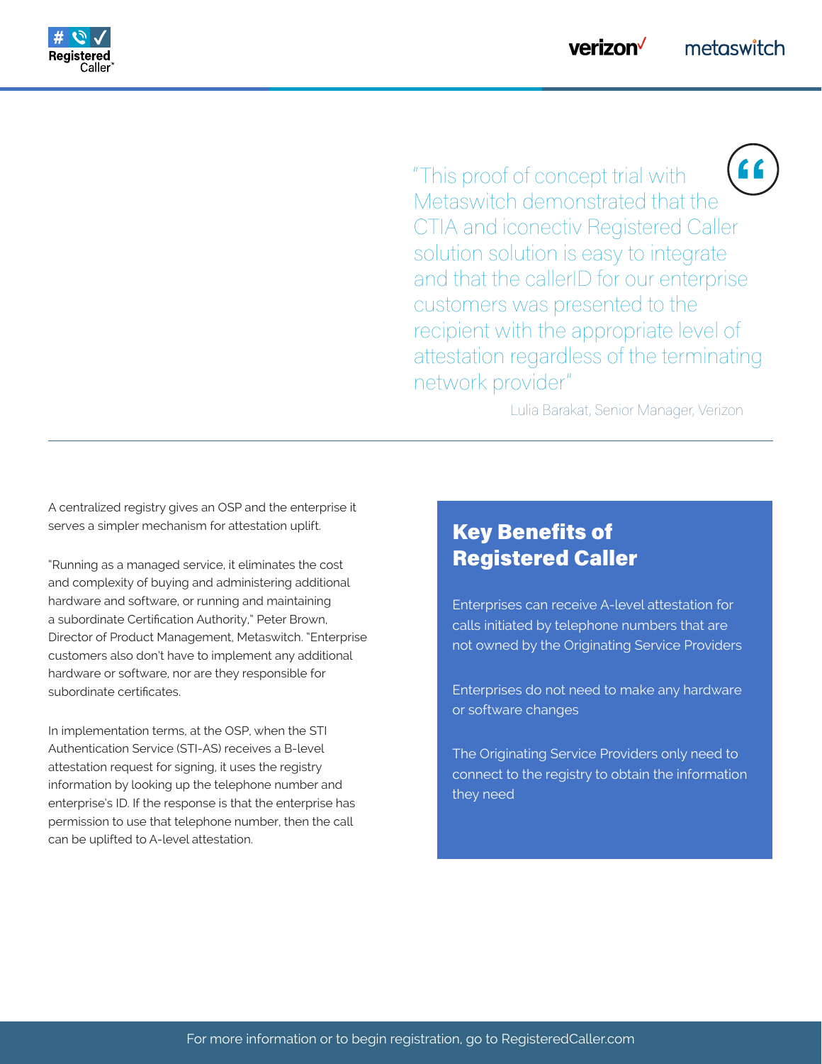> "This proof of concept trial with Metaswitch demonstrated that the CTIA and iconectiv Registered Caller solution solution is easy to integrate and that the callerID for our enterprise customers was presented to the recipient with the appropriate level of attestation regardless of the terminating network provider"
>
> Lulia Barakat, Senior Manager, Verizon

---

A centralized registry gives an OSP and the enterprise it serves a simpler mechanism for attestation uplift.

"Running as a managed service, it eliminates the cost and complexity of buying and administering additional hardware and software, or running and maintaining a subordinate Certification Authority," Peter Brown, Director of Product Management, Metaswitch. "Enterprise customers also don't have to implement any additional hardware or software, nor are they responsible for subordinate certificates.

In implementation terms, at the OSP, when the STI Authentication Service (STI-AS) receives a B-level attestation request for signing, it uses the registry information by looking up the telephone number and enterprise's ID. If the response is that the enterprise has permission to use that telephone number, then the call can be uplifted to A-level attestation.

## Key Benefits of Registered Caller

Enterprises can receive A-level attestation for calls initiated by telephone numbers that are not owned by the Originating Service Providers

Enterprises do not need to make any hardware or software changes

The Originating Service Providers only need to connect to the registry to obtain the information they need

For more information or to begin registration, go to RegisteredCaller.com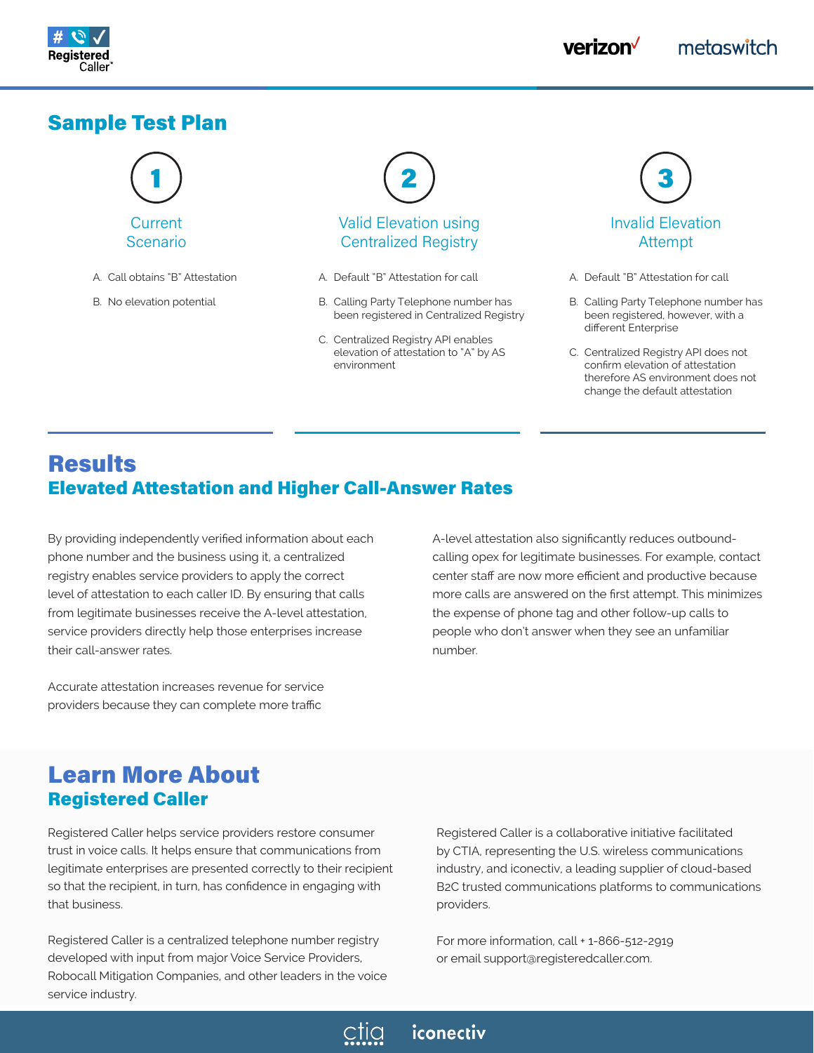## Sample Test Plan

### 1 Current Scenario

A. Call obtains "B" Attestation

B. No elevation potential

### 2 Valid Elevation using Centralized Registry

A. Default "B" Attestation for call

B. Calling Party Telephone number has been registered in Centralized Registry

C. Centralized Registry API enables elevation of attestation to "A" by AS environment

### 3 Invalid Elevation Attempt

A. Default "B" Attestation for call

B. Calling Party Telephone number has been registered, however, with a different Enterprise

C. Centralized Registry API does not confirm elevation of attestation therefore AS environment does not change the default attestation

## Results

### Elevated Attestation and Higher Call-Answer Rates

By providing independently verified information about each phone number and the business using it, a centralized registry enables service providers to apply the correct level of attestation to each caller ID. By ensuring that calls from legitimate businesses receive the A-level attestation, service providers directly help those enterprises increase their call-answer rates.

Accurate attestation increases revenue for service providers because they can complete more traffic

A-level attestation also significantly reduces outbound-calling opex for legitimate businesses. For example, contact center staff are now more efficient and productive because more calls are answered on the first attempt. This minimizes the expense of phone tag and other follow-up calls to people who don't answer when they see an unfamiliar number.

## Learn More About

### Registered Caller

Registered Caller helps service providers restore consumer trust in voice calls. It helps ensure that communications from legitimate enterprises are presented correctly to their recipient so that the recipient, in turn, has confidence in engaging with that business.

Registered Caller is a centralized telephone number registry developed with input from major Voice Service Providers, Robocall Mitigation Companies, and other leaders in the voice service industry.

Registered Caller is a collaborative initiative facilitated by CTIA, representing the U.S. wireless communications industry, and iconectiv, a leading supplier of cloud-based B2C trusted communications platforms to communications providers.

For more information, call + 1-866-512-2919 or email support@registeredcaller.com.